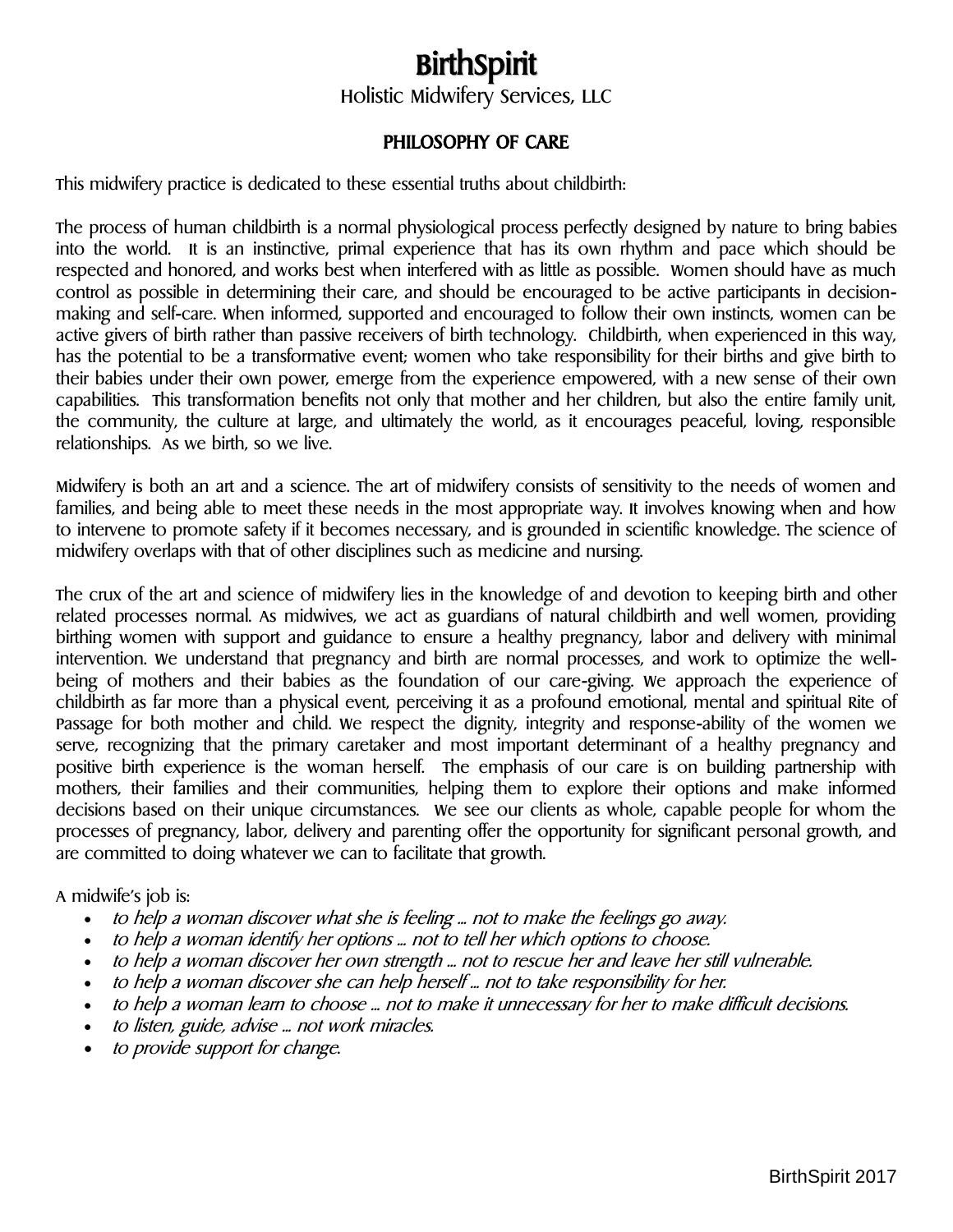# BirthSpirit

Holistic Midwifery Services, LLC

## PHILOSOPHY OF CARE

This midwifery practice is dedicated to these essential truths about childbirth:

The process of human childbirth is a normal physiological process perfectly designed by nature to bring babies into the world. It is an instinctive, primal experience that has its own rhythm and pace which should be respected and honored, and works best when interfered with as little as possible. Women should have as much control as possible in determining their care, and should be encouraged to be active participants in decision-making and self-care. When informed, supported and encouraged to follow their own instincts, women can be active givers of birth rather than passive receivers of birth technology. Childbirth, when experienced in this way, has the potential to be a transformative event; women who take responsibility for their births and give birth to their babies under their own power, emerge from the experience empowered, with a new sense of their own capabilities. This transformation benefits not only that mother and her children, but also the entire family unit, the community, the culture at large, and ultimately the world, as it encourages peaceful, loving, responsible relationships. As we birth, so we live.

Midwifery is both an art and a science. The art of midwifery consists of sensitivity to the needs of women and families, and being able to meet these needs in the most appropriate way. It involves knowing when and how to intervene to promote safety if it becomes necessary, and is grounded in scientific knowledge. The science of midwifery overlaps with that of other disciplines such as medicine and nursing.

The crux of the art and science of midwifery lies in the knowledge of and devotion to keeping birth and other related processes normal. As midwives, we act as guardians of natural childbirth and well women, providing birthing women with support and guidance to ensure a healthy pregnancy, labor and delivery with minimal intervention. We understand that pregnancy and birth are normal processes, and work to optimize the well-being of mothers and their babies as the foundation of our care-giving. We approach the experience of childbirth as far more than a physical event, perceiving it as a profound emotional, mental and spiritual Rite of Passage for both mother and child. We respect the dignity, integrity and response-ability of the women we serve, recognizing that the primary caretaker and most important determinant of a healthy pregnancy and positive birth experience is the woman herself. The emphasis of our care is on building partnership with mothers, their families and their communities, helping them to explore their options and make informed decisions based on their unique circumstances. We see our clients as whole, capable people for whom the processes of pregnancy, labor, delivery and parenting offer the opportunity for significant personal growth, and are committed to doing whatever we can to facilitate that growth.

A midwife's job is:

- *to help a woman discover what she is feeling ... not to make the feelings go away.*
- *to help a woman identify her options ... not to tell her which options to choose.*
- *to help a woman discover her own strength ... not to rescue her and leave her still vulnerable.*
- *to help a woman discover she can help herself ... not to take responsibility for her.*
- *to help a woman learn to choose ... not to make it unnecessary for her to make difficult decisions.*
- *to listen, guide, advise ... not work miracles.*
- *to provide support for change.*

BirthSpirit 2017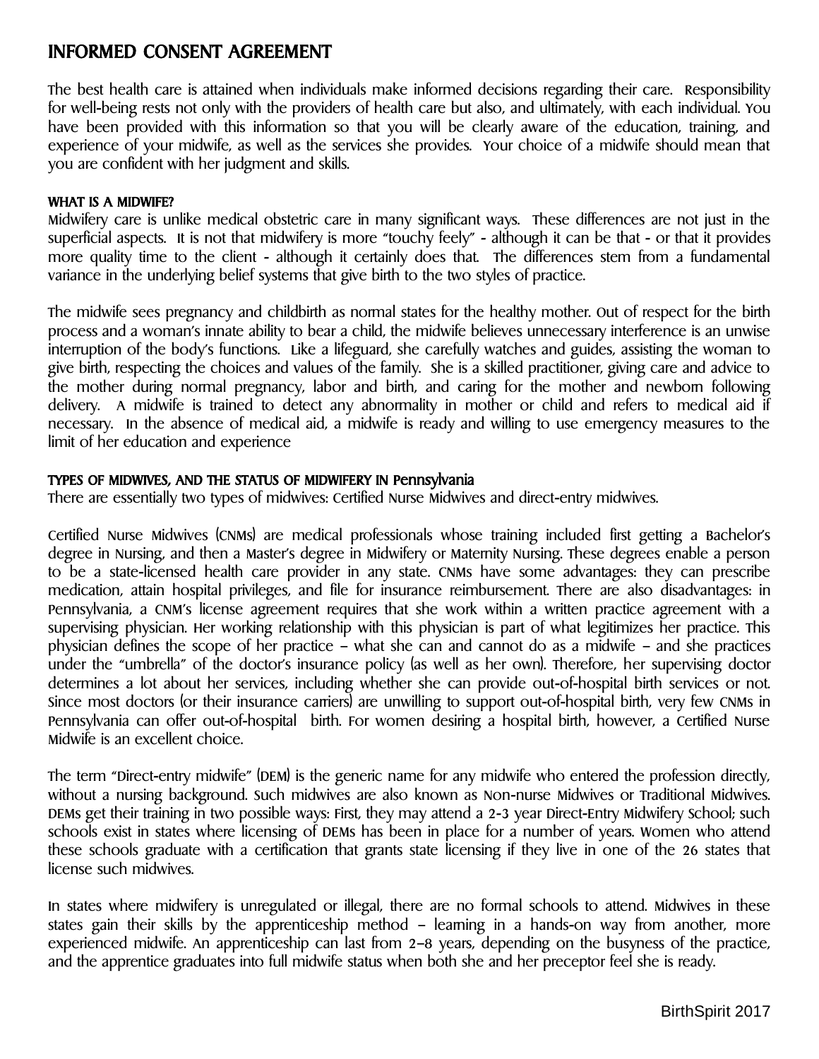# INFORMED CONSENT AGREEMENT

The best health care is attained when individuals make informed decisions regarding their care. Responsibility for well-being rests not only with the providers of health care but also, and ultimately, with each individual. You have been provided with this information so that you will be clearly aware of the education, training, and experience of your midwife, as well as the services she provides. Your choice of a midwife should mean that you are confident with her judgment and skills.

#### WHAT IS A MIDWIFE?

Midwifery care is unlike medical obstetric care in many significant ways. These differences are not just in the superficial aspects. It is not that midwifery is more "touchy feely" - although it can be that - or that it provides more quality time to the client - although it certainly does that. The differences stem from a fundamental variance in the underlying belief systems that give birth to the two styles of practice.

The midwife sees pregnancy and childbirth as normal states for the healthy mother. Out of respect for the birth process and a woman's innate ability to bear a child, the midwife believes unnecessary interference is an unwise interruption of the body's functions. Like a lifeguard, she carefully watches and guides, assisting the woman to give birth, respecting the choices and values of the family. She is a skilled practitioner, giving care and advice to the mother during normal pregnancy, labor and birth, and caring for the mother and newborn following delivery. A midwife is trained to detect any abnormality in mother or child and refers to medical aid if necessary. In the absence of medical aid, a midwife is ready and willing to use emergency measures to the limit of her education and experience

#### TYPES OF MIDWIVES, AND THE STATUS OF MIDWIFERY IN Pennsylvania

There are essentially two types of midwives: Certified Nurse Midwives and direct-entry midwives.

Certified Nurse Midwives (CNMs) are medical professionals whose training included first getting a Bachelor's degree in Nursing, and then a Master's degree in Midwifery or Maternity Nursing. These degrees enable a person to be a state-licensed health care provider in any state. CNMs have some advantages: they can prescribe medication, attain hospital privileges, and file for insurance reimbursement. There are also disadvantages: in Pennsylvania, a CNM's license agreement requires that she work within a written practice agreement with a supervising physician. Her working relationship with this physician is part of what legitimizes her practice. This physician defines the scope of her practice – what she can and cannot do as a midwife – and she practices under the "umbrella" of the doctor's insurance policy (as well as her own). Therefore, her supervising doctor determines a lot about her services, including whether she can provide out-of-hospital birth services or not. Since most doctors (or their insurance carriers) are unwilling to support out-of-hospital birth, very few CNMs in Pennsylvania can offer out-of-hospital birth. For women desiring a hospital birth, however, a Certified Nurse Midwife is an excellent choice.

The term "Direct-entry midwife" (DEM) is the generic name for any midwife who entered the profession directly, without a nursing background. Such midwives are also known as Non-nurse Midwives or Traditional Midwives. DEMs get their training in two possible ways: First, they may attend a 2-3 year Direct-Entry Midwifery School; such schools exist in states where licensing of DEMs has been in place for a number of years. Women who attend these schools graduate with a certification that grants state licensing if they live in one of the 26 states that license such midwives.

In states where midwifery is unregulated or illegal, there are no formal schools to attend. Midwives in these states gain their skills by the apprenticeship method – learning in a hands-on way from another, more experienced midwife. An apprenticeship can last from 2–8 years, depending on the busyness of the practice, and the apprentice graduates into full midwife status when both she and her preceptor feel she is ready.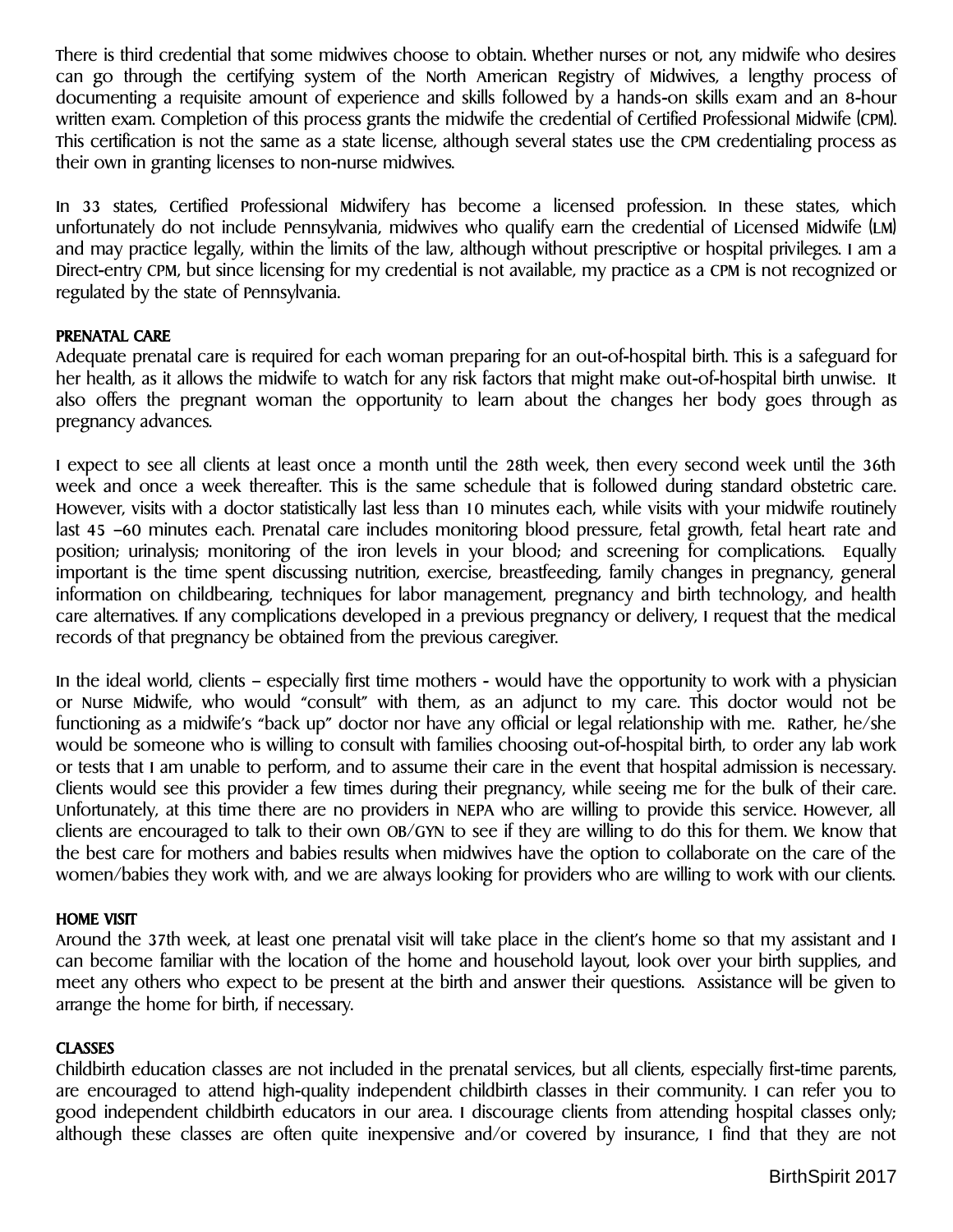There is third credential that some midwives choose to obtain. Whether nurses or not, any midwife who desires can go through the certifying system of the North American Registry of Midwives, a lengthy process of documenting a requisite amount of experience and skills followed by a hands-on skills exam and an 8-hour written exam. Completion of this process grants the midwife the credential of Certified Professional Midwife (CPM). This certification is not the same as a state license, although several states use the CPM credentialing process as their own in granting licenses to non-nurse midwives.

In 33 states, Certified Professional Midwifery has become a licensed profession. In these states, which unfortunately do not include Pennsylvania, midwives who qualify earn the credential of Licensed Midwife (LM) and may practice legally, within the limits of the law, although without prescriptive or hospital privileges. I am a Direct-entry CPM, but since licensing for my credential is not available, my practice as a CPM is not recognized or regulated by the state of Pennsylvania.

**PRENATAL CARE**

Adequate prenatal care is required for each woman preparing for an out-of-hospital birth. This is a safeguard for her health, as it allows the midwife to watch for any risk factors that might make out-of-hospital birth unwise. It also offers the pregnant woman the opportunity to learn about the changes her body goes through as pregnancy advances.

I expect to see all clients at least once a month until the 28th week, then every second week until the 36th week and once a week thereafter. This is the same schedule that is followed during standard obstetric care. However, visits with a doctor statistically last less than 10 minutes each, while visits with your midwife routinely last 45 –60 minutes each. Prenatal care includes monitoring blood pressure, fetal growth, fetal heart rate and position; urinalysis; monitoring of the iron levels in your blood; and screening for complications. Equally important is the time spent discussing nutrition, exercise, breastfeeding, family changes in pregnancy, general information on childbearing, techniques for labor management, pregnancy and birth technology, and health care alternatives. If any complications developed in a previous pregnancy or delivery, I request that the medical records of that pregnancy be obtained from the previous caregiver.

In the ideal world, clients – especially first time mothers - would have the opportunity to work with a physician or Nurse Midwife, who would "consult" with them, as an adjunct to my care. This doctor would not be functioning as a midwife's "back up" doctor nor have any official or legal relationship with me. Rather, he/she would be someone who is willing to consult with families choosing out-of-hospital birth, to order any lab work or tests that I am unable to perform, and to assume their care in the event that hospital admission is necessary. Clients would see this provider a few times during their pregnancy, while seeing me for the bulk of their care. Unfortunately, at this time there are no providers in NEPA who are willing to provide this service. However, all clients are encouraged to talk to their own OB/GYN to see if they are willing to do this for them. We know that the best care for mothers and babies results when midwives have the option to collaborate on the care of the women/babies they work with, and we are always looking for providers who are willing to work with our clients.

**HOME VISIT**

Around the 37th week, at least one prenatal visit will take place in the client's home so that my assistant and I can become familiar with the location of the home and household layout, look over your birth supplies, and meet any others who expect to be present at the birth and answer their questions. Assistance will be given to arrange the home for birth, if necessary.

**CLASSES**

Childbirth education classes are not included in the prenatal services, but all clients, especially first-time parents, are encouraged to attend high-quality independent childbirth classes in their community. I can refer you to good independent childbirth educators in our area. I discourage clients from attending hospital classes only; although these classes are often quite inexpensive and/or covered by insurance, I find that they are not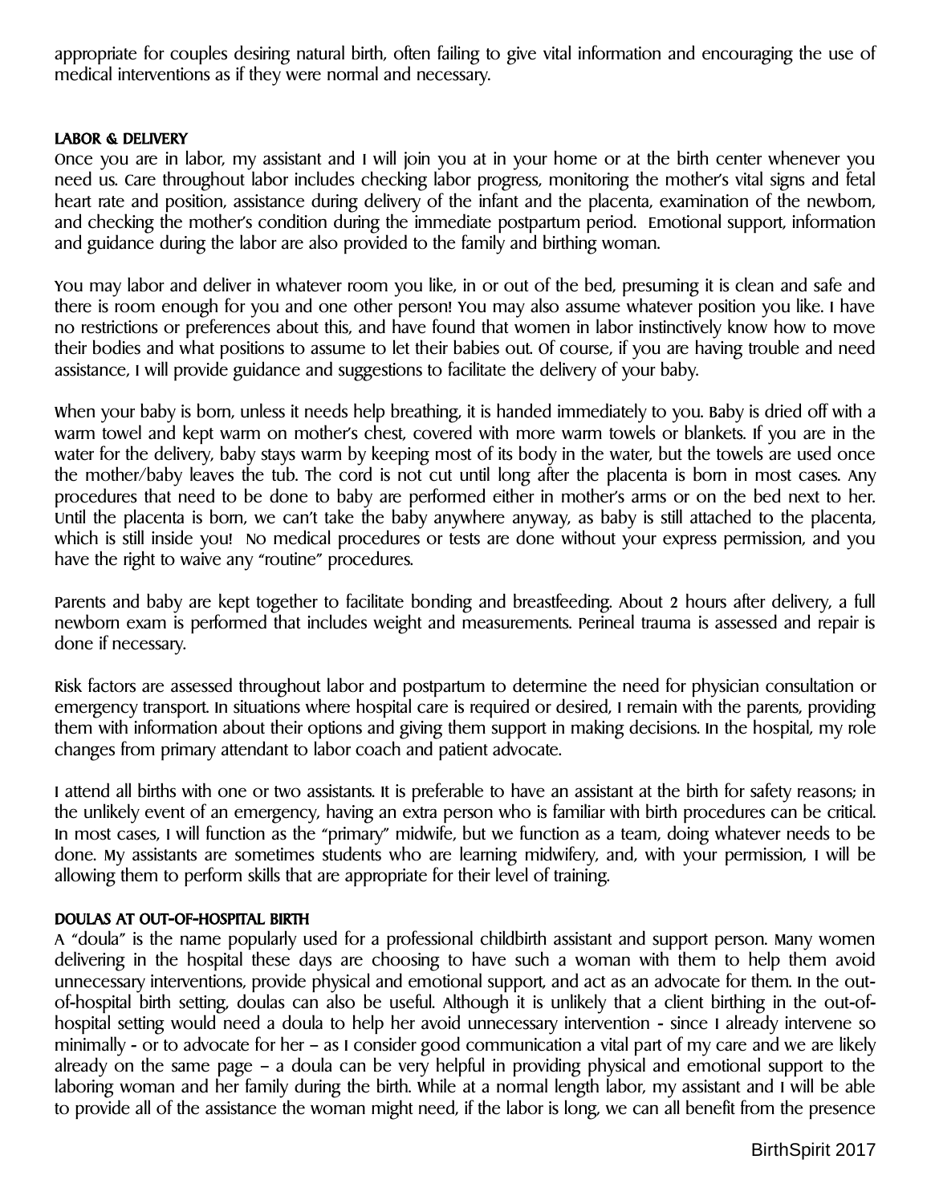appropriate for couples desiring natural birth, often failing to give vital information and encouraging the use of medical interventions as if they were normal and necessary.

### LABOR & DELIVERY

Once you are in labor, my assistant and I will join you at in your home or at the birth center whenever you need us. Care throughout labor includes checking labor progress, monitoring the mother's vital signs and fetal heart rate and position, assistance during delivery of the infant and the placenta, examination of the newborn, and checking the mother's condition during the immediate postpartum period. Emotional support, information and guidance during the labor are also provided to the family and birthing woman.

You may labor and deliver in whatever room you like, in or out of the bed, presuming it is clean and safe and there is room enough for you and one other person! You may also assume whatever position you like. I have no restrictions or preferences about this, and have found that women in labor instinctively know how to move their bodies and what positions to assume to let their babies out. Of course, if you are having trouble and need assistance, I will provide guidance and suggestions to facilitate the delivery of your baby.

When your baby is born, unless it needs help breathing, it is handed immediately to you. Baby is dried off with a warm towel and kept warm on mother's chest, covered with more warm towels or blankets. If you are in the water for the delivery, baby stays warm by keeping most of its body in the water, but the towels are used once the mother/baby leaves the tub. The cord is not cut until long after the placenta is born in most cases. Any procedures that need to be done to baby are performed either in mother's arms or on the bed next to her. Until the placenta is born, we can't take the baby anywhere anyway, as baby is still attached to the placenta, which is still inside you! No medical procedures or tests are done without your express permission, and you have the right to waive any "routine" procedures.

Parents and baby are kept together to facilitate bonding and breastfeeding. About 2 hours after delivery, a full newborn exam is performed that includes weight and measurements. Perineal trauma is assessed and repair is done if necessary.

Risk factors are assessed throughout labor and postpartum to determine the need for physician consultation or emergency transport. In situations where hospital care is required or desired, I remain with the parents, providing them with information about their options and giving them support in making decisions. In the hospital, my role changes from primary attendant to labor coach and patient advocate.

I attend all births with one or two assistants. It is preferable to have an assistant at the birth for safety reasons; in the unlikely event of an emergency, having an extra person who is familiar with birth procedures can be critical. In most cases, I will function as the "primary" midwife, but we function as a team, doing whatever needs to be done. My assistants are sometimes students who are learning midwifery, and, with your permission, I will be allowing them to perform skills that are appropriate for their level of training.

### DOULAS AT OUT-OF-HOSPITAL BIRTH

A "doula" is the name popularly used for a professional childbirth assistant and support person. Many women delivering in the hospital these days are choosing to have such a woman with them to help them avoid unnecessary interventions, provide physical and emotional support, and act as an advocate for them. In the out-of-hospital birth setting, doulas can also be useful. Although it is unlikely that a client birthing in the out-of-hospital setting would need a doula to help her avoid unnecessary intervention - since I already intervene so minimally - or to advocate for her – as I consider good communication a vital part of my care and we are likely already on the same page – a doula can be very helpful in providing physical and emotional support to the laboring woman and her family during the birth. While at a normal length labor, my assistant and I will be able to provide all of the assistance the woman might need, if the labor is long, we can all benefit from the presence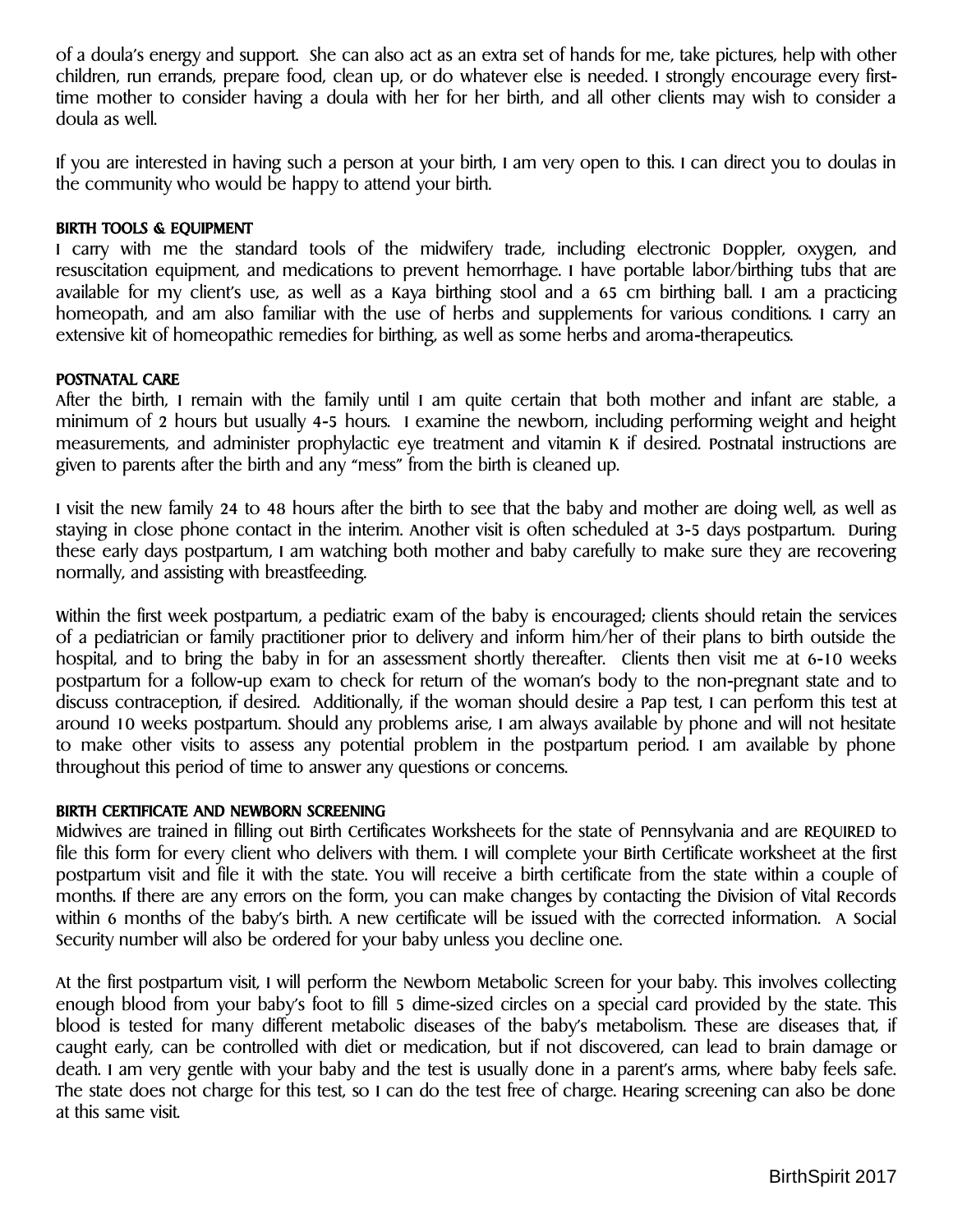of a doula's energy and support. She can also act as an extra set of hands for me, take pictures, help with other children, run errands, prepare food, clean up, or do whatever else is needed. I strongly encourage every first-time mother to consider having a doula with her for her birth, and all other clients may wish to consider a doula as well.

If you are interested in having such a person at your birth, I am very open to this. I can direct you to doulas in the community who would be happy to attend your birth.

**BIRTH TOOLS & EQUIPMENT**

I carry with me the standard tools of the midwifery trade, including electronic Doppler, oxygen, and resuscitation equipment, and medications to prevent hemorrhage. I have portable labor/birthing tubs that are available for my client's use, as well as a Kaya birthing stool and a 65 cm birthing ball. I am a practicing homeopath, and am also familiar with the use of herbs and supplements for various conditions. I carry an extensive kit of homeopathic remedies for birthing, as well as some herbs and aroma-therapeutics.

**POSTNATAL CARE**

After the birth, I remain with the family until I am quite certain that both mother and infant are stable, a minimum of 2 hours but usually 4-5 hours. I examine the newborn, including performing weight and height measurements, and administer prophylactic eye treatment and vitamin K if desired. Postnatal instructions are given to parents after the birth and any "mess" from the birth is cleaned up.

I visit the new family 24 to 48 hours after the birth to see that the baby and mother are doing well, as well as staying in close phone contact in the interim. Another visit is often scheduled at 3-5 days postpartum. During these early days postpartum, I am watching both mother and baby carefully to make sure they are recovering normally, and assisting with breastfeeding.

Within the first week postpartum, a pediatric exam of the baby is encouraged; clients should retain the services of a pediatrician or family practitioner prior to delivery and inform him/her of their plans to birth outside the hospital, and to bring the baby in for an assessment shortly thereafter. Clients then visit me at 6-10 weeks postpartum for a follow-up exam to check for return of the woman's body to the non-pregnant state and to discuss contraception, if desired. Additionally, if the woman should desire a Pap test, I can perform this test at around 10 weeks postpartum. Should any problems arise, I am always available by phone and will not hesitate to make other visits to assess any potential problem in the postpartum period. I am available by phone throughout this period of time to answer any questions or concerns.

**BIRTH CERTIFICATE AND NEWBORN SCREENING**

Midwives are trained in filling out Birth Certificates Worksheets for the state of Pennsylvania and are REQUIRED to file this form for every client who delivers with them. I will complete your Birth Certificate worksheet at the first postpartum visit and file it with the state. You will receive a birth certificate from the state within a couple of months. If there are any errors on the form, you can make changes by contacting the Division of Vital Records within 6 months of the baby's birth. A new certificate will be issued with the corrected information. A Social Security number will also be ordered for your baby unless you decline one.

At the first postpartum visit, I will perform the Newborn Metabolic Screen for your baby. This involves collecting enough blood from your baby's foot to fill 5 dime-sized circles on a special card provided by the state. This blood is tested for many different metabolic diseases of the baby's metabolism. These are diseases that, if caught early, can be controlled with diet or medication, but if not discovered, can lead to brain damage or death. I am very gentle with your baby and the test is usually done in a parent's arms, where baby feels safe. The state does not charge for this test, so I can do the test free of charge. Hearing screening can also be done at this same visit.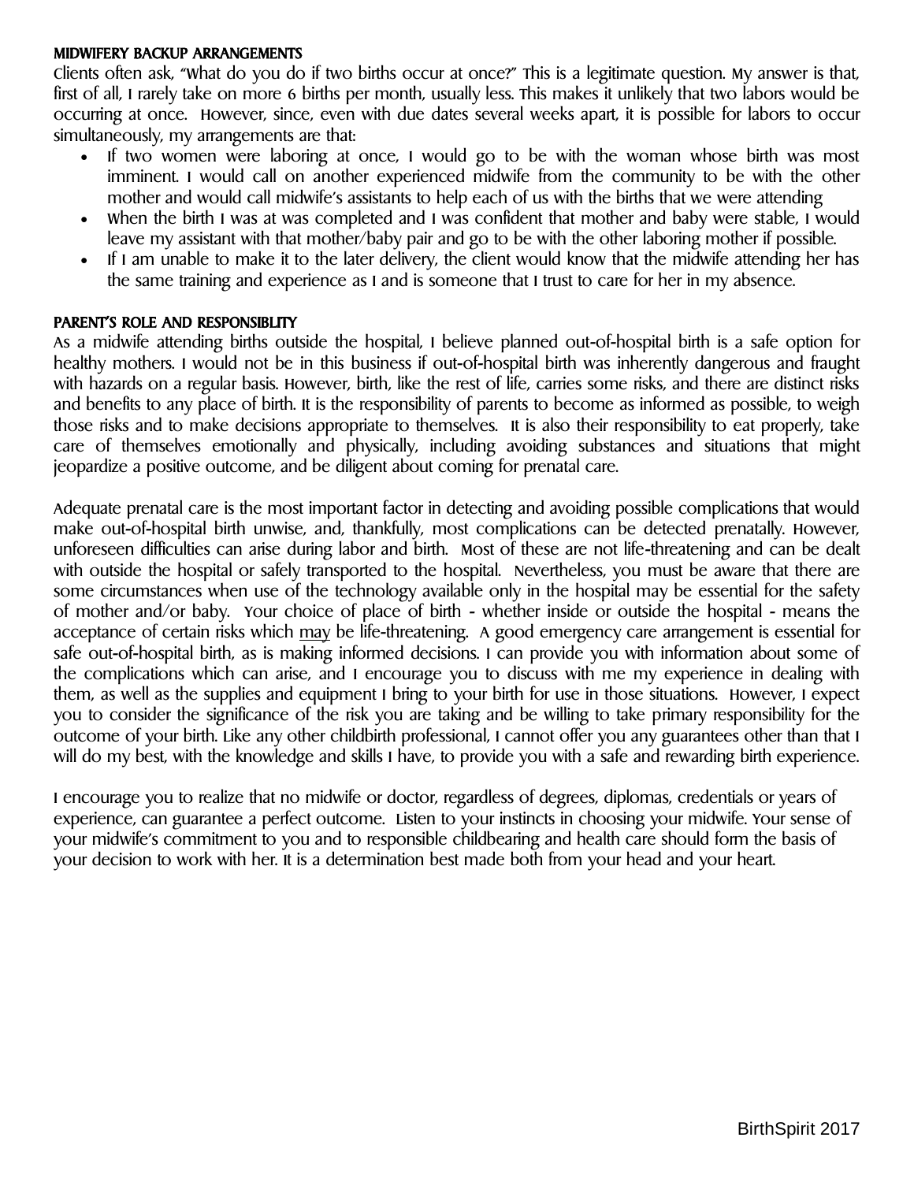## MIDWIFERY BACKUP ARRANGEMENTS

Clients often ask, "What do you do if two births occur at once?" This is a legitimate question. My answer is that, first of all, I rarely take on more 6 births per month, usually less. This makes it unlikely that two labors would be occurring at once. However, since, even with due dates several weeks apart, it is possible for labors to occur simultaneously, my arrangements are that:

- If two women were laboring at once, I would go to be with the woman whose birth was most imminent. I would call on another experienced midwife from the community to be with the other mother and would call midwife's assistants to help each of us with the births that we were attending
- When the birth I was at was completed and I was confident that mother and baby were stable, I would leave my assistant with that mother/baby pair and go to be with the other laboring mother if possible.
- If I am unable to make it to the later delivery, the client would know that the midwife attending her has the same training and experience as I and is someone that I trust to care for her in my absence.

## PARENT'S ROLE AND RESPONSIBLITY

As a midwife attending births outside the hospital, I believe planned out-of-hospital birth is a safe option for healthy mothers. I would not be in this business if out-of-hospital birth was inherently dangerous and fraught with hazards on a regular basis. However, birth, like the rest of life, carries some risks, and there are distinct risks and benefits to any place of birth. It is the responsibility of parents to become as informed as possible, to weigh those risks and to make decisions appropriate to themselves. It is also their responsibility to eat properly, take care of themselves emotionally and physically, including avoiding substances and situations that might jeopardize a positive outcome, and be diligent about coming for prenatal care.

Adequate prenatal care is the most important factor in detecting and avoiding possible complications that would make out-of-hospital birth unwise, and, thankfully, most complications can be detected prenatally. However, unforeseen difficulties can arise during labor and birth. Most of these are not life-threatening and can be dealt with outside the hospital or safely transported to the hospital. Nevertheless, you must be aware that there are some circumstances when use of the technology available only in the hospital may be essential for the safety of mother and/or baby. Your choice of place of birth - whether inside or outside the hospital - means the acceptance of certain risks which <u>may</u> be life-threatening. A good emergency care arrangement is essential for safe out-of-hospital birth, as is making informed decisions. I can provide you with information about some of the complications which can arise, and I encourage you to discuss with me my experience in dealing with them, as well as the supplies and equipment I bring to your birth for use in those situations. However, I expect you to consider the significance of the risk you are taking and be willing to take primary responsibility for the outcome of your birth. Like any other childbirth professional, I cannot offer you any guarantees other than that I will do my best, with the knowledge and skills I have, to provide you with a safe and rewarding birth experience.

I encourage you to realize that no midwife or doctor, regardless of degrees, diplomas, credentials or years of experience, can guarantee a perfect outcome. Listen to your instincts in choosing your midwife. Your sense of your midwife's commitment to you and to responsible childbearing and health care should form the basis of your decision to work with her. It is a determination best made both from your head and your heart.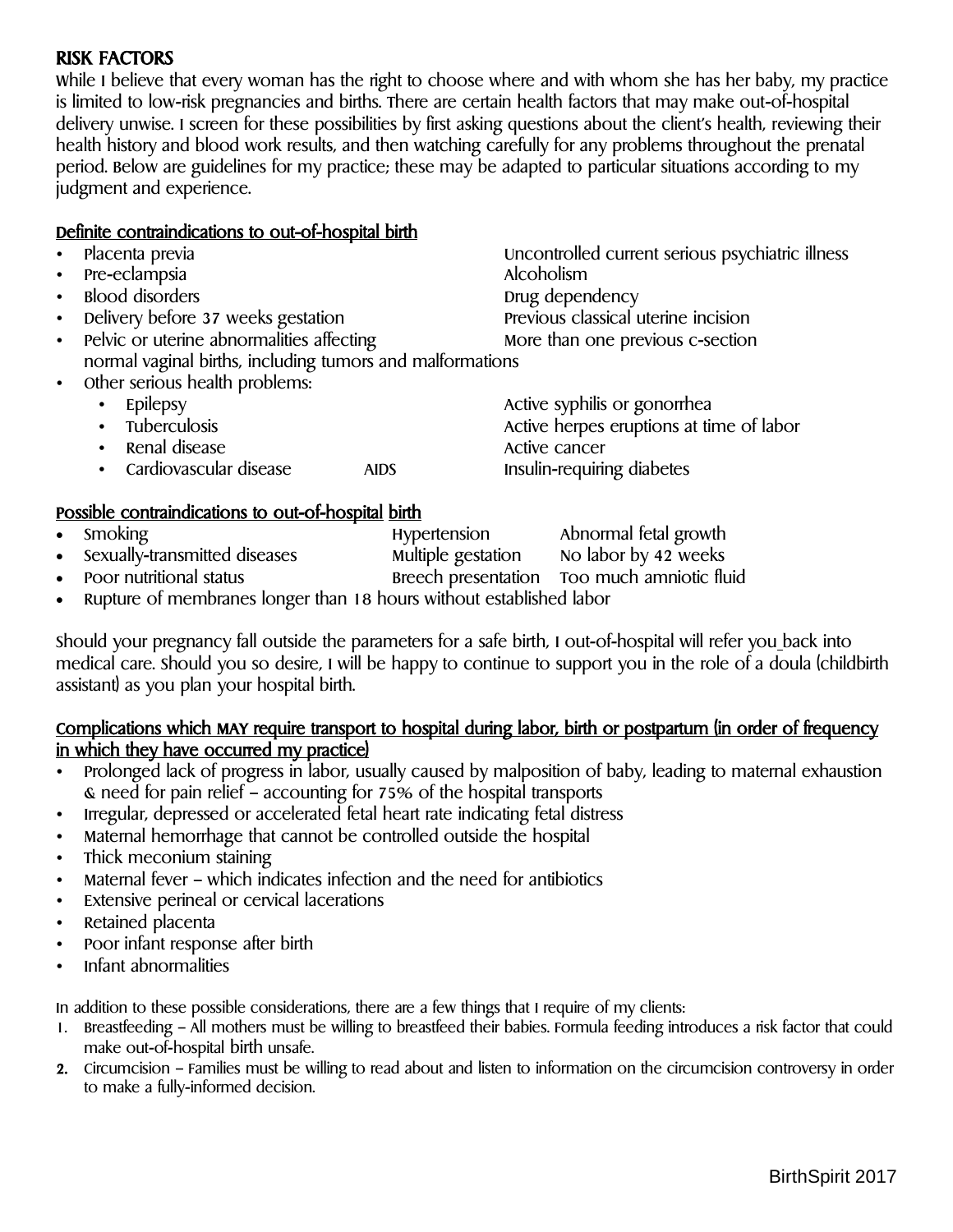## RISK FACTORS

While I believe that every woman has the right to choose where and with whom she has her baby, my practice is limited to low-risk pregnancies and births. There are certain health factors that may make out-of-hospital delivery unwise. I screen for these possibilities by first asking questions about the client's health, reviewing their health history and blood work results, and then watching carefully for any problems throughout the prenatal period. Below are guidelines for my practice; these may be adapted to particular situations according to my judgment and experience.

### Definite contraindications to out-of-hospital birth

- Placenta previa
- Pre-eclampsia
- Blood disorders
- Delivery before 37 weeks gestation
- Pelvic or uterine abnormalities affecting normal vaginal births, including tumors and malformations
- Other serious health problems:
  - Epilepsy
  - Tuberculosis
  - Renal disease
  - Cardiovascular disease
  - AIDS
  - Active syphilis or gonorrhea
  - Active herpes eruptions at time of labor
  - Active cancer
  - Insulin-requiring diabetes
- Uncontrolled current serious psychiatric illness
- Alcoholism
- Drug dependency
- Previous classical uterine incision
- More than one previous c-section

### Possible contraindications to out-of-hospital birth

- Smoking
- Sexually-transmitted diseases
- Poor nutritional status
- Hypertension
- Multiple gestation
- Breech presentation
- Abnormal fetal growth
- No labor by 42 weeks
- Too much amniotic fluid
- Rupture of membranes longer than 18 hours without established labor

Should your pregnancy fall outside the parameters for a safe birth, I out-of-hospital will refer you back into medical care. Should you so desire, I will be happy to continue to support you in the role of a doula (childbirth assistant) as you plan your hospital birth.

### Complications which MAY require transport to hospital during labor, birth or postpartum (in order of frequency in which they have occurred my practice)

- Prolonged lack of progress in labor, usually caused by malposition of baby, leading to maternal exhaustion & need for pain relief – accounting for 75% of the hospital transports
- Irregular, depressed or accelerated fetal heart rate indicating fetal distress
- Maternal hemorrhage that cannot be controlled outside the hospital
- Thick meconium staining
- Maternal fever – which indicates infection and the need for antibiotics
- Extensive perineal or cervical lacerations
- Retained placenta
- Poor infant response after birth
- Infant abnormalities

In addition to these possible considerations, there are a few things that I require of my clients:

1. Breastfeeding – All mothers must be willing to breastfeed their babies. Formula feeding introduces a risk factor that could make out-of-hospital birth unsafe.
2. Circumcision – Families must be willing to read about and listen to information on the circumcision controversy in order to make a fully-informed decision.

BirthSpirit 2017